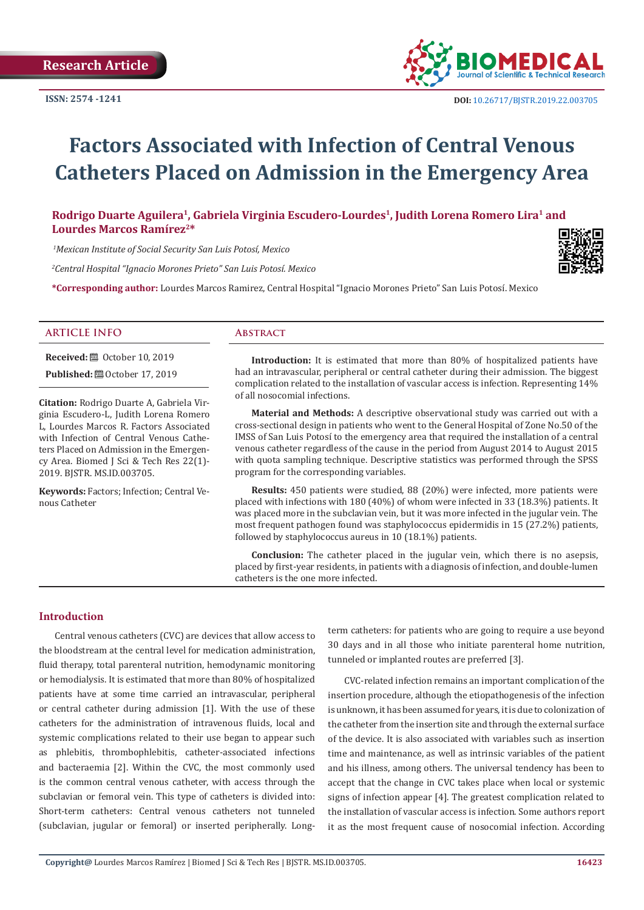Research Article

ISSN: 2574 -1241

DOI: 10.26717/BJSTR.2019.22.003705

# Factors Associated with Infection of Central Venous Catheters Placed on Admission in the Emergency Area

**Rodrigo Duarte Aguilera[1], Gabriela Virginia Escudero-Lourdes[1], Judith Lorena Romero Lira[1] and Lourdes Marcos Ramírez[2]***

*[1]Mexican Institute of Social Security San Luis Potosí, Mexico*

*[2]Central Hospital "Ignacio Morones Prieto" San Luis Potosí. Mexico*

***Corresponding author:** Lourdes Marcos Ramirez, Central Hospital "Ignacio Morones Prieto" San Luis Potosí. Mexico

## ARTICLE INFO

**Received:** October 10, 2019

**Published:** October 17, 2019

**Citation:** Rodrigo Duarte A, Gabriela Virginia Escudero-L, Judith Lorena Romero L, Lourdes Marcos R. Factors Associated with Infection of Central Venous Catheters Placed on Admission in the Emergency Area. Biomed J Sci & Tech Res 22(1)-2019. BJSTR. MS.ID.003705.

**Keywords:** Factors; Infection; Central Venous Catheter

## Abstract

**Introduction:** It is estimated that more than 80% of hospitalized patients have had an intravascular, peripheral or central catheter during their admission. The biggest complication related to the installation of vascular access is infection. Representing 14% of all nosocomial infections.

**Material and Methods:** A descriptive observational study was carried out with a cross-sectional design in patients who went to the General Hospital of Zone No.50 of the IMSS of San Luis Potosí to the emergency area that required the installation of a central venous catheter regardless of the cause in the period from August 2014 to August 2015 with quota sampling technique. Descriptive statistics was performed through the SPSS program for the corresponding variables.

**Results:** 450 patients were studied, 88 (20%) were infected, more patients were placed with infections with 180 (40%) of whom were infected in 33 (18.3%) patients. It was placed more in the subclavian vein, but it was more infected in the jugular vein. The most frequent pathogen found was staphylococcus epidermidis in 15 (27.2%) patients, followed by staphylococcus aureus in 10 (18.1%) patients.

**Conclusion:** The catheter placed in the jugular vein, which there is no asepsis, placed by first-year residents, in patients with a diagnosis of infection, and double-lumen catheters is the one more infected.

## Introduction

Central venous catheters (CVC) are devices that allow access to the bloodstream at the central level for medication administration, fluid therapy, total parenteral nutrition, hemodynamic monitoring or hemodialysis. It is estimated that more than 80% of hospitalized patients have at some time carried an intravascular, peripheral or central catheter during admission [1]. With the use of these catheters for the administration of intravenous fluids, local and systemic complications related to their use began to appear such as phlebitis, thrombophlebitis, catheter-associated infections and bacteraemia [2]. Within the CVC, the most commonly used is the common central venous catheter, with access through the subclavian or femoral vein. This type of catheters is divided into: Short-term catheters: Central venous catheters not tunneled (subclavian, jugular or femoral) or inserted peripherally. Long-term catheters: for patients who are going to require a use beyond 30 days and in all those who initiate parenteral home nutrition, tunneled or implanted routes are preferred [3].

CVC-related infection remains an important complication of the insertion procedure, although the etiopathogenesis of the infection is unknown, it has been assumed for years, it is due to colonization of the catheter from the insertion site and through the external surface of the device. It is also associated with variables such as insertion time and maintenance, as well as intrinsic variables of the patient and his illness, among others. The universal tendency has been to accept that the change in CVC takes place when local or systemic signs of infection appear [4]. The greatest complication related to the installation of vascular access is infection. Some authors report it as the most frequent cause of nosocomial infection. According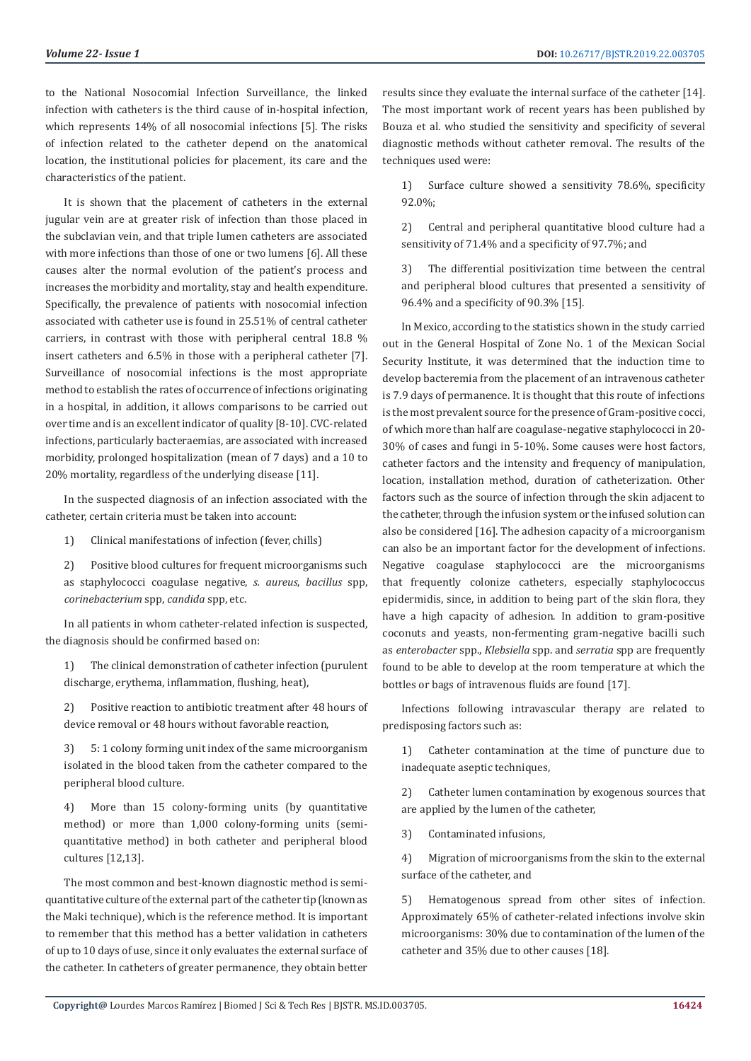to the National Nosocomial Infection Surveillance, the linked infection with catheters is the third cause of in-hospital infection, which represents 14% of all nosocomial infections [5]. The risks of infection related to the catheter depend on the anatomical location, the institutional policies for placement, its care and the characteristics of the patient.

It is shown that the placement of catheters in the external jugular vein are at greater risk of infection than those placed in the subclavian vein, and that triple lumen catheters are associated with more infections than those of one or two lumens [6]. All these causes alter the normal evolution of the patient's process and increases the morbidity and mortality, stay and health expenditure. Specifically, the prevalence of patients with nosocomial infection associated with catheter use is found in 25.51% of central catheter carriers, in contrast with those with peripheral central 18.8 % insert catheters and 6.5% in those with a peripheral catheter [7]. Surveillance of nosocomial infections is the most appropriate method to establish the rates of occurrence of infections originating in a hospital, in addition, it allows comparisons to be carried out over time and is an excellent indicator of quality [8-10]. CVC-related infections, particularly bacteraemias, are associated with increased morbidity, prolonged hospitalization (mean of 7 days) and a 10 to 20% mortality, regardless of the underlying disease [11].

In the suspected diagnosis of an infection associated with the catheter, certain criteria must be taken into account:

1) Clinical manifestations of infection (fever, chills)

2) Positive blood cultures for frequent microorganisms such as staphylococci coagulase negative, *s. aureus*, *bacillus* spp, *corinebacterium* spp, *candida* spp, etc.

In all patients in whom catheter-related infection is suspected, the diagnosis should be confirmed based on:

1) The clinical demonstration of catheter infection (purulent discharge, erythema, inflammation, flushing, heat),

2) Positive reaction to antibiotic treatment after 48 hours of device removal or 48 hours without favorable reaction,

3) 5: 1 colony forming unit index of the same microorganism isolated in the blood taken from the catheter compared to the peripheral blood culture.

4) More than 15 colony-forming units (by quantitative method) or more than 1,000 colony-forming units (semi-quantitative method) in both catheter and peripheral blood cultures [12,13].

The most common and best-known diagnostic method is semi-quantitative culture of the external part of the catheter tip (known as the Maki technique), which is the reference method. It is important to remember that this method has a better validation in catheters of up to 10 days of use, since it only evaluates the external surface of the catheter. In catheters of greater permanence, they obtain better results since they evaluate the internal surface of the catheter [14]. The most important work of recent years has been published by Bouza et al. who studied the sensitivity and specificity of several diagnostic methods without catheter removal. The results of the techniques used were:

1) Surface culture showed a sensitivity 78.6%, specificity 92.0%;

2) Central and peripheral quantitative blood culture had a sensitivity of 71.4% and a specificity of 97.7%; and

3) The differential positivization time between the central and peripheral blood cultures that presented a sensitivity of 96.4% and a specificity of 90.3% [15].

In Mexico, according to the statistics shown in the study carried out in the General Hospital of Zone No. 1 of the Mexican Social Security Institute, it was determined that the induction time to develop bacteremia from the placement of an intravenous catheter is 7.9 days of permanence. It is thought that this route of infections is the most prevalent source for the presence of Gram-positive cocci, of which more than half are coagulase-negative staphylococci in 20-30% of cases and fungi in 5-10%. Some causes were host factors, catheter factors and the intensity and frequency of manipulation, location, installation method, duration of catheterization. Other factors such as the source of infection through the skin adjacent to the catheter, through the infusion system or the infused solution can also be considered [16]. The adhesion capacity of a microorganism can also be an important factor for the development of infections. Negative coagulase staphylococci are the microorganisms that frequently colonize catheters, especially staphylococcus epidermidis, since, in addition to being part of the skin flora, they have a high capacity of adhesion. In addition to gram-positive coconuts and yeasts, non-fermenting gram-negative bacilli such as *enterobacter* spp., *Klebsiella* spp. and *serratia* spp are frequently found to be able to develop at the room temperature at which the bottles or bags of intravenous fluids are found [17].

Infections following intravascular therapy are related to predisposing factors such as:

1) Catheter contamination at the time of puncture due to inadequate aseptic techniques,

2) Catheter lumen contamination by exogenous sources that are applied by the lumen of the catheter,

3) Contaminated infusions,

4) Migration of microorganisms from the skin to the external surface of the catheter, and

5) Hematogenous spread from other sites of infection. Approximately 65% of catheter-related infections involve skin microorganisms: 30% due to contamination of the lumen of the catheter and 35% due to other causes [18].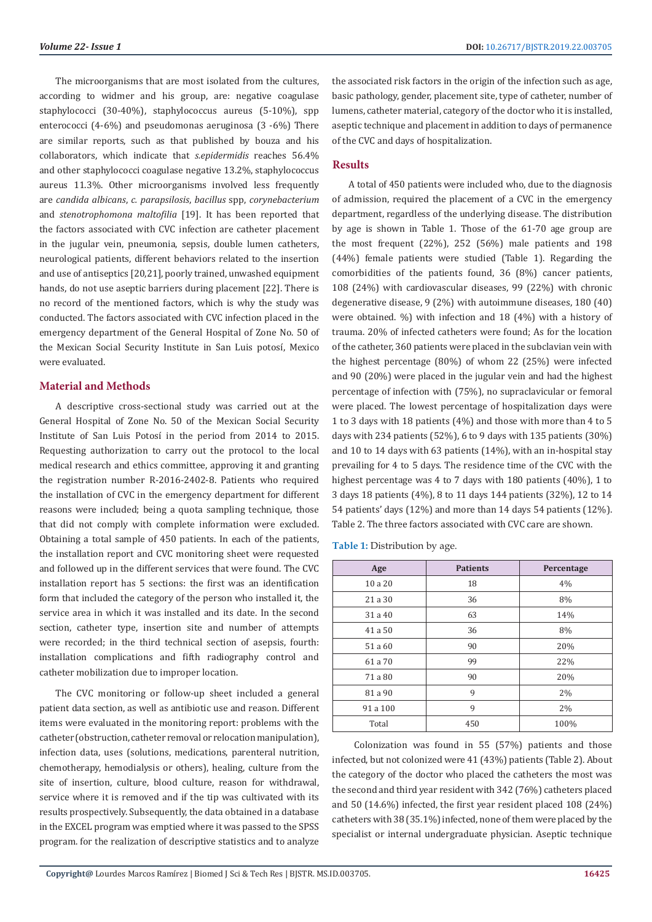The microorganisms that are most isolated from the cultures, according to widmer and his group, are: negative coagulase staphylococci (30-40%), staphylococcus aureus (5-10%), spp enterococci (4-6%) and pseudomonas aeruginosa (3 -6%) There are similar reports, such as that published by bouza and his collaborators, which indicate that *s.epidermidis* reaches 56.4% and other staphylococci coagulase negative 13.2%, staphylococcus aureus 11.3%. Other microorganisms involved less frequently are *candida albicans*, *c. parapsilosis*, *bacillus* spp, *corynebacterium* and *stenotrophomona maltofilia* [19]. It has been reported that the factors associated with CVC infection are catheter placement in the jugular vein, pneumonia, sepsis, double lumen catheters, neurological patients, different behaviors related to the insertion and use of antiseptics [20,21], poorly trained, unwashed equipment hands, do not use aseptic barriers during placement [22]. There is no record of the mentioned factors, which is why the study was conducted. The factors associated with CVC infection placed in the emergency department of the General Hospital of Zone No. 50 of the Mexican Social Security Institute in San Luis potosí, Mexico were evaluated.

## Material and Methods

A descriptive cross-sectional study was carried out at the General Hospital of Zone No. 50 of the Mexican Social Security Institute of San Luis Potosí in the period from 2014 to 2015. Requesting authorization to carry out the protocol to the local medical research and ethics committee, approving it and granting the registration number R-2016-2402-8. Patients who required the installation of CVC in the emergency department for different reasons were included; being a quota sampling technique, those that did not comply with complete information were excluded. Obtaining a total sample of 450 patients. In each of the patients, the installation report and CVC monitoring sheet were requested and followed up in the different services that were found. The CVC installation report has 5 sections: the first was an identification form that included the category of the person who installed it, the service area in which it was installed and its date. In the second section, catheter type, insertion site and number of attempts were recorded; in the third technical section of asepsis, fourth: installation complications and fifth radiography control and catheter mobilization due to improper location.

The CVC monitoring or follow-up sheet included a general patient data section, as well as antibiotic use and reason. Different items were evaluated in the monitoring report: problems with the catheter (obstruction, catheter removal or relocation manipulation), infection data, uses (solutions, medications, parenteral nutrition, chemotherapy, hemodialysis or others), healing, culture from the site of insertion, culture, blood culture, reason for withdrawal, service where it is removed and if the tip was cultivated with its results prospectively. Subsequently, the data obtained in a database in the EXCEL program was emptied where it was passed to the SPSS program. for the realization of descriptive statistics and to analyze the associated risk factors in the origin of the infection such as age, basic pathology, gender, placement site, type of catheter, number of lumens, catheter material, category of the doctor who it is installed, aseptic technique and placement in addition to days of permanence of the CVC and days of hospitalization.

## Results

A total of 450 patients were included who, due to the diagnosis of admission, required the placement of a CVC in the emergency department, regardless of the underlying disease. The distribution by age is shown in Table 1. Those of the 61-70 age group are the most frequent (22%), 252 (56%) male patients and 198 (44%) female patients were studied (Table 1). Regarding the comorbidities of the patients found, 36 (8%) cancer patients, 108 (24%) with cardiovascular diseases, 99 (22%) with chronic degenerative disease, 9 (2%) with autoimmune diseases, 180 (40) were obtained. %) with infection and 18 (4%) with a history of trauma. 20% of infected catheters were found; As for the location of the catheter, 360 patients were placed in the subclavian vein with the highest percentage (80%) of whom 22 (25%) were infected and 90 (20%) were placed in the jugular vein and had the highest percentage of infection with (75%), no supraclavicular or femoral were placed. The lowest percentage of hospitalization days were 1 to 3 days with 18 patients (4%) and those with more than 4 to 5 days with 234 patients (52%), 6 to 9 days with 135 patients (30%) and 10 to 14 days with 63 patients (14%), with an in-hospital stay prevailing for 4 to 5 days. The residence time of the CVC with the highest percentage was 4 to 7 days with 180 patients (40%), 1 to 3 days 18 patients (4%), 8 to 11 days 144 patients (32%), 12 to 14 54 patients' days (12%) and more than 14 days 54 patients (12%). Table 2. The three factors associated with CVC care are shown.

**Table 1:** Distribution by age.

| Age | Patients | Percentage |
|---|---|---|
| 10 a 20 | 18 | 4% |
| 21 a 30 | 36 | 8% |
| 31 a 40 | 63 | 14% |
| 41 a 50 | 36 | 8% |
| 51 a 60 | 90 | 20% |
| 61 a 70 | 99 | 22% |
| 71 a 80 | 90 | 20% |
| 81 a 90 | 9 | 2% |
| 91 a 100 | 9 | 2% |
| Total | 450 | 100% |

Colonization was found in 55 (57%) patients and those infected, but not colonized were 41 (43%) patients (Table 2). About the category of the doctor who placed the catheters the most was the second and third year resident with 342 (76%) catheters placed and 50 (14.6%) infected, the first year resident placed 108 (24%) catheters with 38 (35.1%) infected, none of them were placed by the specialist or internal undergraduate physician. Aseptic technique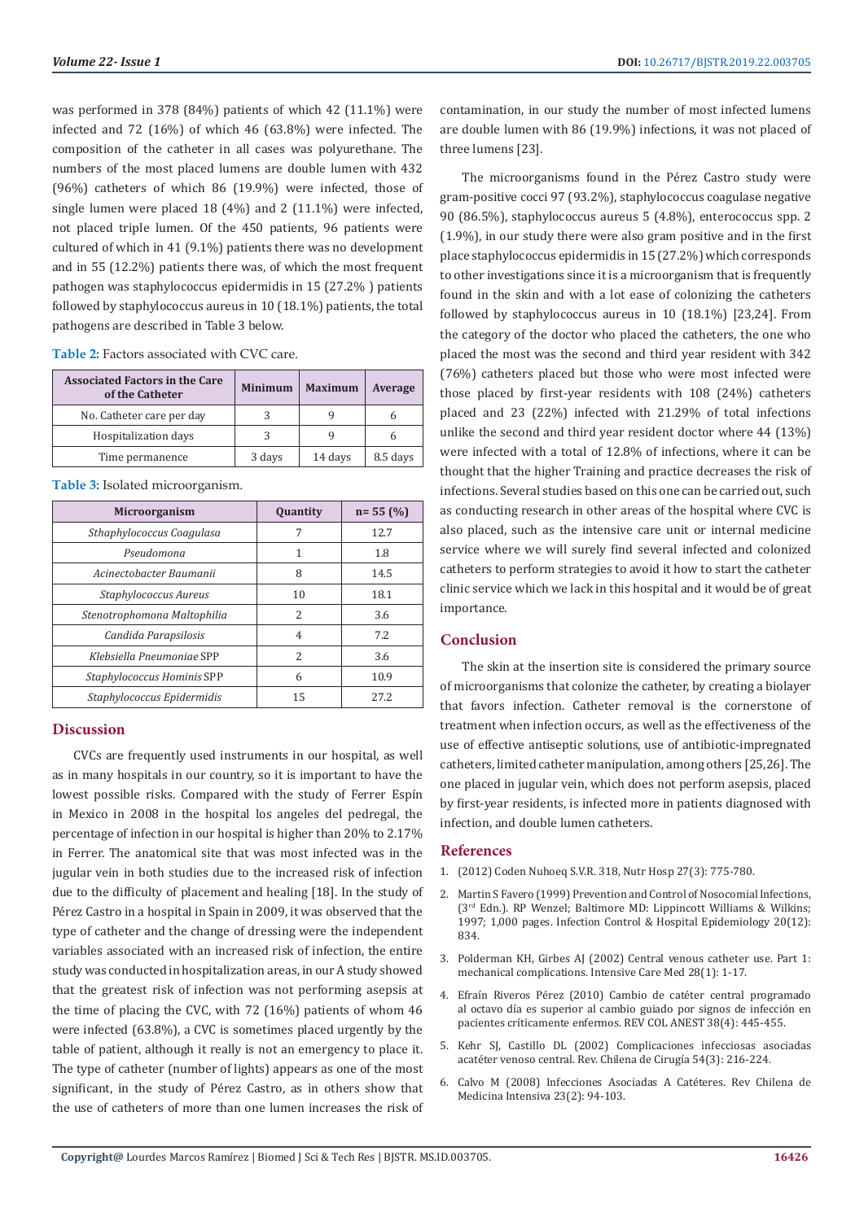was performed in 378 (84%) patients of which 42 (11.1%) were infected and 72 (16%) of which 46 (63.8%) were infected. The composition of the catheter in all cases was polyurethane. The numbers of the most placed lumens are double lumen with 432 (96%) catheters of which 86 (19.9%) were infected, those of single lumen were placed 18 (4%) and 2 (11.1%) were infected, not placed triple lumen. Of the 450 patients, 96 patients were cultured of which in 41 (9.1%) patients there was no development and in 55 (12.2%) patients there was, of which the most frequent pathogen was staphylococcus epidermidis in 15 (27.2% ) patients followed by staphylococcus aureus in 10 (18.1%) patients, the total pathogens are described in Table 3 below.

**Table 2:** Factors associated with CVC care.

| Associated Factors in the Care of the Catheter | Minimum | Maximum | Average |
|---|---|---|---|
| No. Catheter care per day | 3 | 9 | 6 |
| Hospitalization days | 3 | 9 | 6 |
| Time permanence | 3 days | 14 days | 8.5 days |

**Table 3:** Isolated microorganism.

| Microorganism | Quantity | n= 55 (%) |
|---|---|---|
| *Sthaphylococcus Coagulasa* | 7 | 12.7 |
| *Pseudomona* | 1 | 1.8 |
| *Acinectobacter Baumanii* | 8 | 14.5 |
| *Staphylococcus Aureus* | 10 | 18.1 |
| *Stenotrophomona Maltophilia* | 2 | 3.6 |
| *Candida Parapsilosis* | 4 | 7.2 |
| *Klebsiella Pneumoniae* SPP | 2 | 3.6 |
| *Staphylococcus Hominis* SPP | 6 | 10.9 |
| *Staphylococcus Epidermidis* | 15 | 27.2 |

## Discussion

CVCs are frequently used instruments in our hospital, as well as in many hospitals in our country, so it is important to have the lowest possible risks. Compared with the study of Ferrer Espín in Mexico in 2008 in the hospital los angeles del pedregal, the percentage of infection in our hospital is higher than 20% to 2.17% in Ferrer. The anatomical site that was most infected was in the jugular vein in both studies due to the increased risk of infection due to the difficulty of placement and healing [18]. In the study of Pérez Castro in a hospital in Spain in 2009, it was observed that the type of catheter and the change of dressing were the independent variables associated with an increased risk of infection, the entire study was conducted in hospitalization areas, in our A study showed that the greatest risk of infection was not performing asepsis at the time of placing the CVC, with 72 (16%) patients of whom 46 were infected (63.8%), a CVC is sometimes placed urgently by the table of patient, although it really is not an emergency to place it. The type of catheter (number of lights) appears as one of the most significant, in the study of Pérez Castro, as in others show that the use of catheters of more than one lumen increases the risk of contamination, in our study the number of most infected lumens are double lumen with 86 (19.9%) infections, it was not placed of three lumens [23].

The microorganisms found in the Pérez Castro study were gram-positive cocci 97 (93.2%), staphylococcus coagulase negative 90 (86.5%), staphylococcus aureus 5 (4.8%), enterococcus spp. 2 (1.9%), in our study there were also gram positive and in the first place staphylococcus epidermidis in 15 (27.2%) which corresponds to other investigations since it is a microorganism that is frequently found in the skin and with a lot ease of colonizing the catheters followed by staphylococcus aureus in 10 (18.1%) [23,24]. From the category of the doctor who placed the catheters, the one who placed the most was the second and third year resident with 342 (76%) catheters placed but those who were most infected were those placed by first-year residents with 108 (24%) catheters placed and 23 (22%) infected with 21.29% of total infections unlike the second and third year resident doctor where 44 (13%) were infected with a total of 12.8% of infections, where it can be thought that the higher Training and practice decreases the risk of infections. Several studies based on this one can be carried out, such as conducting research in other areas of the hospital where CVC is also placed, such as the intensive care unit or internal medicine service where we will surely find several infected and colonized catheters to perform strategies to avoid it how to start the catheter clinic service which we lack in this hospital and it would be of great importance.

## Conclusion

The skin at the insertion site is considered the primary source of microorganisms that colonize the catheter, by creating a biolayer that favors infection. Catheter removal is the cornerstone of treatment when infection occurs, as well as the effectiveness of the use of effective antiseptic solutions, use of antibiotic-impregnated catheters, limited catheter manipulation, among others [25,26]. The one placed in jugular vein, which does not perform asepsis, placed by first-year residents, is infected more in patients diagnosed with infection, and double lumen catheters.

## References

1. (2012) Coden Nuhoeq S.V.R. 318, Nutr Hosp 27(3): 775-780.
2. Martin S Favero (1999) Prevention and Control of Nosocomial Infections, (3rd Edn.). RP Wenzel; Baltimore MD: Lippincott Williams & Wilkins; 1997; 1,000 pages. Infection Control & Hospital Epidemiology 20(12): 834.
3. Polderman KH, Girbes AJ (2002) Central venous catheter use. Part 1: mechanical complications. Intensive Care Med 28(1): 1-17.
4. Efraín Riveros Pérez (2010) Cambio de catéter central programado al octavo día es superior al cambio guiado por signos de infección en pacientes críticamente enfermos. REV COL ANEST 38(4): 445-455.
5. Kehr SJ, Castillo DL (2002) Complicaciones infecciosas asociadas acatéter venoso central. Rev. Chilena de Cirugía 54(3): 216-224.
6. Calvo M (2008) Infecciones Asociadas A Catéteres. Rev Chilena de Medicina Intensiva 23(2): 94-103.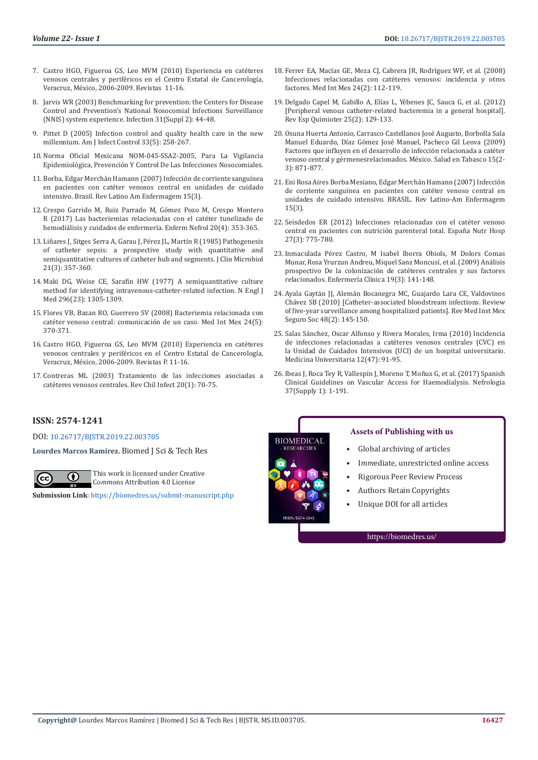7. Castro HGO, Figueroa GS, Leo MVM (2010) Experiencia en catéteres venosos centrales y periféricos en el Centro Estatal de Cancerología, Veracruz, México, 2006-2009. Revistas 11-16.

8. Jarvis WR (2003) Benchmarking for prevention: the Centers for Disease Control and Prevention's National Nosocomial Infections Surveillance (NNIS) system experience. Infection 31(Suppl 2): 44-48.

9. Pittet D (2005) Infection control and quality health care in the new millennium. Am J Infect Control 33(5): 258-267.

10. Norma Oficial Mexicana NOM-045-SSA2-2005, Para La Vigilancia Epidemiológica, Prevención Y Control De Las Infecciones Nosocomiales.

11. Borba, Edgar Merchán Hamann (2007) Infección de corriente sanguínea en pacientes con catéter venosos central en unidades de cuidado intensivo. Brasil. Rev Latino Am Enfermagem 15(3).

12. Crespo Garrido M, Ruiz Parrado M, Gómez Pozo M, Crespo Montero R (2017) Las bacteriemias relacionadas con el catéter tunelizado de hemodiálisis y cuidados de enfermería. Enferm Nefrol 20(4): 353-365.

13. Liñares J, Sitges Serra A, Garau J, Pérez JL, Martín R (1985) Pathogenesis of catheter sepsis: a prospective study with quantitative and semiquantitative cultures of catheter hub and segments. J Clin Microbiol 21(3): 357-360.

14. Maki DG, Weise CE, Sarafin HW (1977) A semiquantitative culture method for identifying intravenous-catheter-related infection. N Engl J Med 296(23): 1305-1309.

15. Flores VB, Bazan RO, Guerrero SV (2008) Bacteriemia relacionada con catéter venoso central: comunicación de un caso. Med Int Mex 24(5): 370-371.

16. Castro HGO, Figueroa GS, Leo MVM (2010) Experiencia en catéteres venosos centrales y periféricos en el Centro Estatal de Cancerología, Veracruz, México, 2006-2009. Revistas P. 11-16.

17. Contreras ML (2003) Tratamiento de las infecciones asociadas a catéteres venosos centrales. Rev Chil Infect 20(1): 70-75.

18. Ferrer EA, Macías GE, Meza CJ, Cabrera JR, Rodríguez WF, et al. (2008) Infecciones relacionadas con catéteres venosos: incidencia y otros factores. Med Int Mex 24(2): 112-119.

19. Delgado Capel M, Gabillo A, Elías L, Yébenes JC, Sauca G, et al. (2012) [Peripheral venous catheter-related bacteremia in a general hospital]. Rev Esp Quimioter 25(2): 129-133.

20. Osuna Huerta Antonio, Carrasco Castellanos José Augusto, Borbolla Sala Manuel Eduardo, Díaz Gómez José Manuel, Pacheco Gil Leova (2009) Factores que influyen en el desarrollo de infección relacionada a catéter venoso central y gérmenesrelacionados. México. Salud en Tabasco 15(2-3): 871-877.

21. Eni Rosa Aires Borba Mesiano, Edgar Merchán Hamann (2007) Infección de corriente sanguínea en pacientes con catéter venoso central en unidades de cuidado intensivo. BRASIL. Rev Latino-Am Enfermagem 15(3).

22. Seisdedos ER (2012) Infecciones relacionadas con el catéter venoso central en pacientes con nutrición parenteral total. España Nutr Hosp 27(3): 775-780.

23. Inmaculada Pérez Castro, M Isabel Iborra Obiols, M Dolors Comas Munar, Rosa Yrurzun Andreu, Miquel Sanz Moncusí, et al. (2009) Análisis prospectivo De la colonización de catéteres centrales y sus factores relacionados. Enfermería Clínica 19(3): 141-148.

24. Ayala Gaytán JJ, Alemán Bocanegra MC, Guajardo Lara CE, Valdovinos Chávez SB (2010) [Catheter-associated bloodstream infections. Review of five-year surveillance among hospitalized patients]. Rev Med Inst Mex Seguro Soc 48(2): 145-150.

25. Salas Sánchez, Oscar Alfonso y Rivera Morales, Irma (2010) Incidencia de infecciones relacionadas a catéteres venosos centrales (CVC) en la Unidad de Cuidados Intensivos (UCI) de un hospital universitario. Medicina Universitaria 12(47): 91-95.

26. Ibeas J, Roca Tey R, Vallespín J, Moreno T, Moñux G, et al. (2017) Spanish Clinical Guidelines on Vascular Access for Haemodialysis. Nefrologia 37(Supply 1): 1-191.

**ISSN: 2574-1241**

DOI: 10.26717/BJSTR.2019.22.003705

**Lourdes Marcos Ramírez.** Biomed J Sci & Tech Res

This work is licensed under Creative Commons Attribution 4.0 License

**Submission Link**: https://biomedres.us/submit-manuscript.php

**Assets of Publishing with us**

- Global archiving of articles
- Immediate, unrestricted online access
- Rigorous Peer Review Process
- Authors Retain Copyrights
- Unique DOI for all articles

https://biomedres.us/